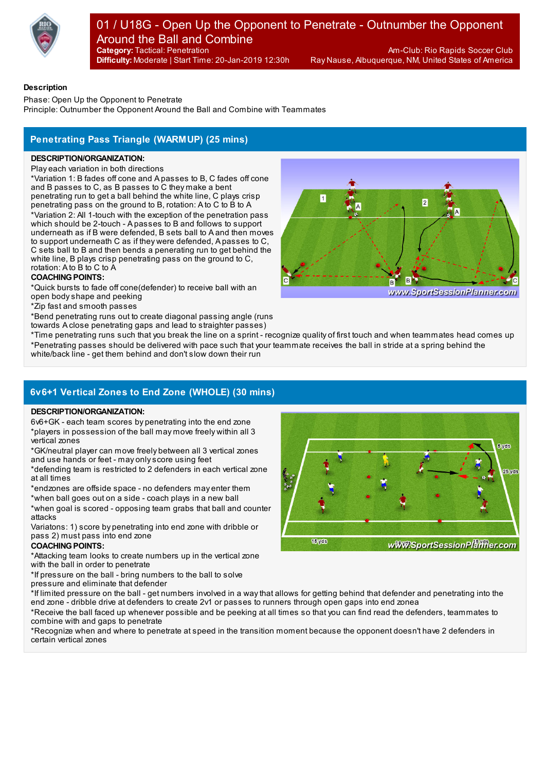# 01 / U18G - Open Up the Opponent to Penetrate - Outnumber the Opponent Around the Ball and Combine

**Category:** Tactical: Penetration
**Difficulty:** Moderate | Start Time: 20-Jan-2019 12:30h

Am-Club: Rio Rapids Soccer Club
Ray Nause, Albuquerque, NM, United States of America

**Description**

Phase: Open Up the Opponent to Penetrate
Principle: Outnumber the Opponent Around the Ball and Combine with Teammates

## Penetrating Pass Triangle (WARMUP) (25 mins)

**DESCRIPTION/ORGANIZATION:**

Play each variation in both directions
*Variation 1: B fades off cone and A passes to B, C fades off cone and B passes to C, as B passes to C they make a bent penetrating run to get a ball behind the white line, C plays crisp penetrating pass on the ground to B, rotation: A to C to B to A
*Variation 2: All 1-touch with the exception of the penetration pass which should be 2-touch - A passes to B and follows to support underneath as if B were defended, B sets ball to A and then moves to support underneath C as if they were defended, A passes to C, C sets ball to B and then bends a penerating run to get behind the white line, B plays crisp penetrating pass on the ground to C, rotation: A to B to C to A

**COACHING POINTS:**

*Quick bursts to fade off cone(defender) to receive ball with an open body shape and peeking
*Zip fast and smooth passes
*Bend penetrating runs out to create diagonal passing angle (runs towards A close penetrating gaps and lead to straighter passes)
*Time penetrating runs such that you break the line on a sprint - recognize quality of first touch and when teammates head comes up
*Penetrating passes should be delivered with pace such that your teammate receives the ball in stride at a spring behind the white/back line - get them behind and don't slow down their run

## 6v6+1 Vertical Zones to End Zone (WHOLE) (30 mins)

**DESCRIPTION/ORGANIZATION:**

6v6+GK - each team scores by penetrating into the end zone
*players in possession of the ball may move freely within all 3 vertical zones
*GK/neutral player can move freely between all 3 vertical zones and use hands or feet - may only score using feet
*defending team is restricted to 2 defenders in each vertical zone at all times
*endzones are offside space - no defenders may enter them
*when ball goes out on a side - coach plays in a new ball
*when goal is scored - opposing team grabs that ball and counter attacks
Variatons: 1) score by penetrating into end zone with dribble or pass 2) must pass into end zone

**COACHING POINTS:**

*Attacking team looks to create numbers up in the vertical zone with the ball in order to penetrate
*If pressure on the ball - bring numbers to the ball to solve pressure and eliminate that defender
*If limited pressure on the ball - get numbers involved in a way that allows for getting behind that defender and penetrating into the end zone - dribble drive at defenders to create 2v1 or passes to runners through open gaps into end zonea
*Receive the ball faced up whenever possible and be peeking at all times so that you can find read the defenders, teammates to combine with and gaps to penetrate
*Recognize when and where to penetrate at speed in the transition moment because the opponent doesn't have 2 defenders in certain vertical zones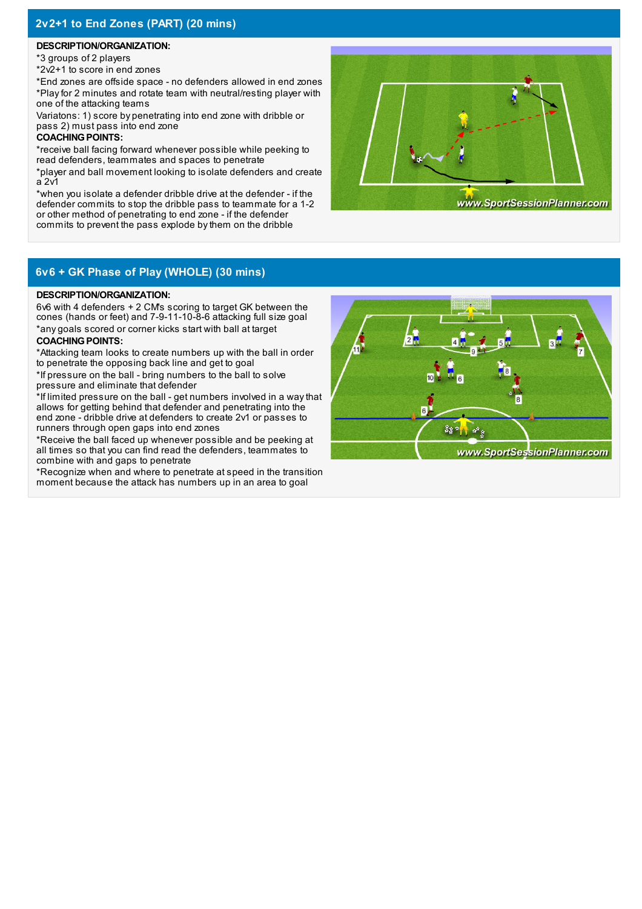## 2v2+1 to End Zones (PART) (20 mins)

**DESCRIPTION/ORGANIZATION:**

*3 groups of 2 players
*2v2+1 to score in end zones
*End zones are offside space - no defenders allowed in end zones
*Play for 2 minutes and rotate team with neutral/resting player with one of the attacking teams
Variatons: 1) score by penetrating into end zone with dribble or pass 2) must pass into end zone

**COACHING POINTS:**

*receive ball facing forward whenever possible while peeking to read defenders, teammates and spaces to penetrate
*player and ball movement looking to isolate defenders and create a 2v1
*when you isolate a defender dribble drive at the defender - if the defender commits to stop the dribble pass to teammate for a 1-2 or other method of penetrating to end zone - if the defender commits to prevent the pass explode by them on the dribble

## 6v6 + GK Phase of Play (WHOLE) (30 mins)

**DESCRIPTION/ORGANIZATION:**

6v6 with 4 defenders + 2 CM's scoring to target GK between the cones (hands or feet) and 7-9-11-10-8-6 attacking full size goal
*any goals scored or corner kicks start with ball at target

**COACHING POINTS:**

*Attacking team looks to create numbers up with the ball in order to penetrate the opposing back line and get to goal
*If pressure on the ball - bring numbers to the ball to solve pressure and eliminate that defender
*If limited pressure on the ball - get numbers involved in a way that allows for getting behind that defender and penetrating into the end zone - dribble drive at defenders to create 2v1 or passes to runners through open gaps into end zones
*Receive the ball faced up whenever possible and be peeking at all times so that you can find read the defenders, teammates to combine with and gaps to penetrate
*Recognize when and where to penetrate at speed in the transition moment because the attack has numbers up in an area to goal